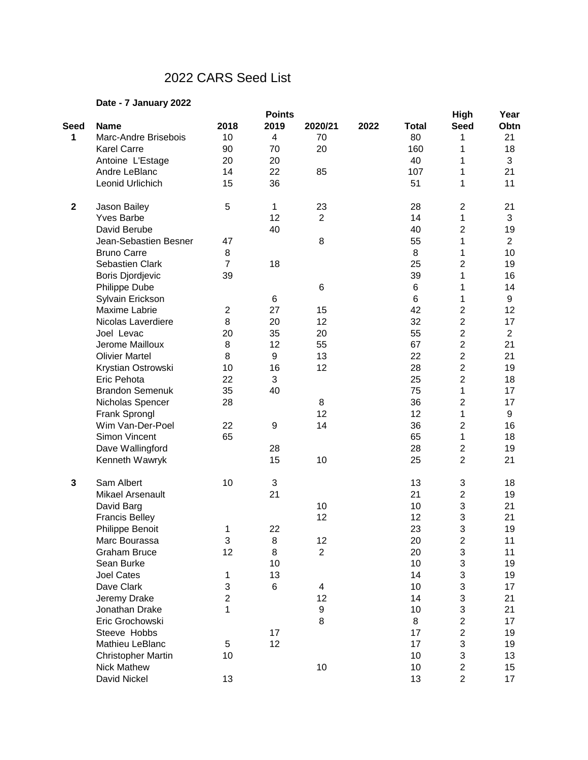# 2022 CARS Seed List

**Date - 7 January 2022**

| Seed | Name | 2018 | Points 2019 | 2020/21 | 2022 | Total | High Seed | Year Obtn |
|---|---|---|---|---|---|---|---|---|
| **1** | Marc-Andre Brisebois | 10 | 4 | 70 | | 80 | 1 | 21 |
| | Karel Carre | 90 | 70 | 20 | | 160 | 1 | 18 |
| | Antoine L'Estage | 20 | 20 | | | 40 | 1 | 3 |
| | Andre LeBlanc | 14 | 22 | 85 | | 107 | 1 | 21 |
| | Leonid Urlichich | 15 | 36 | | | 51 | 1 | 11 |
| **2** | Jason Bailey | 5 | 1 | 23 | | 28 | 2 | 21 |
| | Yves Barbe | | 12 | 2 | | 14 | 1 | 3 |
| | David Berube | | 40 | | | 40 | 2 | 19 |
| | Jean-Sebastien Besner | 47 | | 8 | | 55 | 1 | 2 |
| | Bruno Carre | 8 | | | | 8 | 1 | 10 |
| | Sebastien Clark | 7 | 18 | | | 25 | 2 | 19 |
| | Boris Djordjevic | 39 | | | | 39 | 1 | 16 |
| | Philippe Dube | | | 6 | | 6 | 1 | 14 |
| | Sylvain Erickson | | 6 | | | 6 | 1 | 9 |
| | Maxime Labrie | 2 | 27 | 15 | | 42 | 2 | 12 |
| | Nicolas Laverdiere | 8 | 20 | 12 | | 32 | 2 | 17 |
| | Joel Levac | 20 | 35 | 20 | | 55 | 2 | 2 |
| | Jerome Mailloux | 8 | 12 | 55 | | 67 | 2 | 21 |
| | Olivier Martel | 8 | 9 | 13 | | 22 | 2 | 21 |
| | Krystian Ostrowski | 10 | 16 | 12 | | 28 | 2 | 19 |
| | Eric Pehota | 22 | 3 | | | 25 | 2 | 18 |
| | Brandon Semenuk | 35 | 40 | | | 75 | 1 | 17 |
| | Nicholas Spencer | 28 | | 8 | | 36 | 2 | 17 |
| | Frank Sprongl | | | 12 | | 12 | 1 | 9 |
| | Wim Van-Der-Poel | 22 | 9 | 14 | | 36 | 2 | 16 |
| | Simon Vincent | 65 | | | | 65 | 1 | 18 |
| | Dave Wallingford | | 28 | | | 28 | 2 | 19 |
| | Kenneth Wawryk | | 15 | 10 | | 25 | 2 | 21 |
| **3** | Sam Albert | 10 | 3 | | | 13 | 3 | 18 |
| | Mikael Arsenault | | 21 | | | 21 | 2 | 19 |
| | David Barg | | | 10 | | 10 | 3 | 21 |
| | Francis Belley | | | 12 | | 12 | 3 | 21 |
| | Philippe Benoit | 1 | 22 | | | 23 | 3 | 19 |
| | Marc Bourassa | 3 | 8 | 12 | | 20 | 2 | 11 |
| | Graham Bruce | 12 | 8 | 2 | | 20 | 3 | 11 |
| | Sean Burke | | 10 | | | 10 | 3 | 19 |
| | Joel Cates | 1 | 13 | | | 14 | 3 | 19 |
| | Dave Clark | 3 | 6 | 4 | | 10 | 3 | 17 |
| | Jeremy Drake | 2 | | 12 | | 14 | 3 | 21 |
| | Jonathan Drake | 1 | | 9 | | 10 | 3 | 21 |
| | Eric Grochowski | | | 8 | | 8 | 2 | 17 |
| | Steeve Hobbs | | 17 | | | 17 | 2 | 19 |
| | Mathieu LeBlanc | 5 | 12 | | | 17 | 3 | 19 |
| | Christopher Martin | 10 | | | | 10 | 3 | 13 |
| | Nick Mathew | | | 10 | | 10 | 2 | 15 |
| | David Nickel | 13 | | | | 13 | 2 | 17 |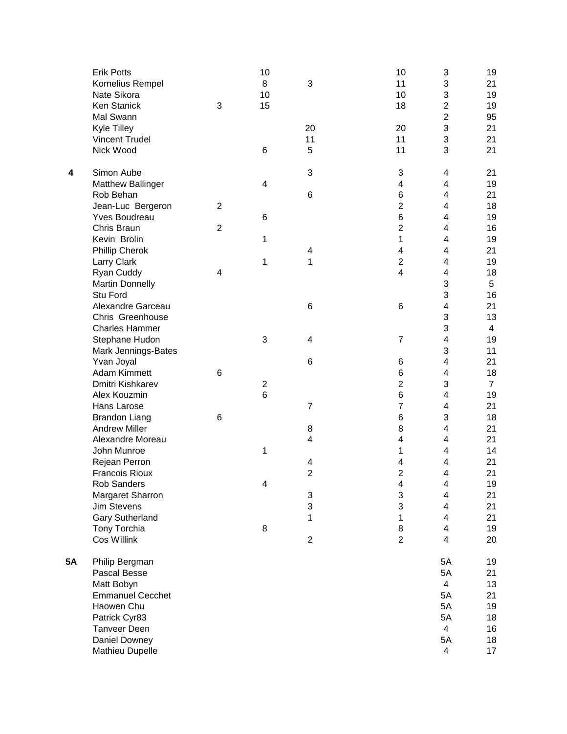| | | | | | | | |
|---|---|---|---|---|---|---|---|
| | Erik Potts | | 10 | | 10 | 3 | 19 |
| | Kornelius Rempel | | 8 | 3 | 11 | 3 | 21 |
| | Nate Sikora | | 10 | | 10 | 3 | 19 |
| | Ken Stanick | 3 | 15 | | 18 | 2 | 19 |
| | Mal Swann | | | | | 2 | 95 |
| | Kyle Tilley | | | 20 | 20 | 3 | 21 |
| | Vincent Trudel | | | 11 | 11 | 3 | 21 |
| | Nick Wood | | 6 | 5 | 11 | 3 | 21 |
| | | | | | | | |
| **4** | Simon Aube | | | 3 | 3 | 4 | 21 |
| | Matthew Ballinger | | 4 | | 4 | 4 | 19 |
| | Rob Behan | | | 6 | 6 | 4 | 21 |
| | Jean-Luc Bergeron | 2 | | | 2 | 4 | 18 |
| | Yves Boudreau | | 6 | | 6 | 4 | 19 |
| | Chris Braun | 2 | | | 2 | 4 | 16 |
| | Kevin Brolin | | 1 | | 1 | 4 | 19 |
| | Phillip Cherok | | | 4 | 4 | 4 | 21 |
| | Larry Clark | | 1 | 1 | 2 | 4 | 19 |
| | Ryan Cuddy | 4 | | | 4 | 4 | 18 |
| | Martin Donnelly | | | | | 3 | 5 |
| | Stu Ford | | | | | 3 | 16 |
| | Alexandre Garceau | | | 6 | 6 | 4 | 21 |
| | Chris Greenhouse | | | | | 3 | 13 |
| | Charles Hammer | | | | | 3 | 4 |
| | Stephane Hudon | | 3 | 4 | 7 | 4 | 19 |
| | Mark Jennings-Bates | | | | | 3 | 11 |
| | Yvan Joyal | | | 6 | 6 | 4 | 21 |
| | Adam Kimmett | 6 | | | 6 | 4 | 18 |
| | Dmitri Kishkarev | | 2 | | 2 | 3 | 7 |
| | Alex Kouzmin | | 6 | | 6 | 4 | 19 |
| | Hans Larose | | | 7 | 7 | 4 | 21 |
| | Brandon Liang | 6 | | | 6 | 3 | 18 |
| | Andrew Miller | | | 8 | 8 | 4 | 21 |
| | Alexandre Moreau | | | 4 | 4 | 4 | 21 |
| | John Munroe | | 1 | | 1 | 4 | 14 |
| | Rejean Perron | | | 4 | 4 | 4 | 21 |
| | Francois Rioux | | | 2 | 2 | 4 | 21 |
| | Rob Sanders | | 4 | | 4 | 4 | 19 |
| | Margaret Sharron | | | 3 | 3 | 4 | 21 |
| | Jim Stevens | | | 3 | 3 | 4 | 21 |
| | Gary Sutherland | | | 1 | 1 | 4 | 21 |
| | Tony Torchia | | 8 | | 8 | 4 | 19 |
| | Cos Willink | | | 2 | 2 | 4 | 20 |
| | | | | | | | |
| **5A** | Philip Bergman | | | | | 5A | 19 |
| | Pascal Besse | | | | | 5A | 21 |
| | Matt Bobyn | | | | | 4 | 13 |
| | Emmanuel Cecchet | | | | | 5A | 21 |
| | Haowen Chu | | | | | 5A | 19 |
| | Patrick Cyr83 | | | | | 5A | 18 |
| | Tanveer Deen | | | | | 4 | 16 |
| | Daniel Downey | | | | | 5A | 18 |
| | Mathieu Dupelle | | | | | 4 | 17 |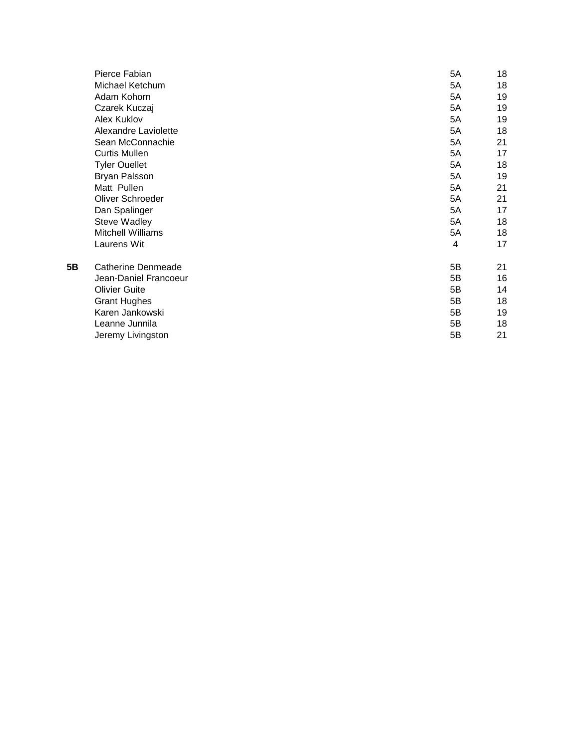| | | | |
|---|---|---|---|
| | Pierce Fabian | 5A | 18 |
| | Michael Ketchum | 5A | 18 |
| | Adam Kohorn | 5A | 19 |
| | Czarek Kuczaj | 5A | 19 |
| | Alex Kuklov | 5A | 19 |
| | Alexandre Laviolette | 5A | 18 |
| | Sean McConnachie | 5A | 21 |
| | Curtis Mullen | 5A | 17 |
| | Tyler Ouellet | 5A | 18 |
| | Bryan Palsson | 5A | 19 |
| | Matt Pullen | 5A | 21 |
| | Oliver Schroeder | 5A | 21 |
| | Dan Spalinger | 5A | 17 |
| | Steve Wadley | 5A | 18 |
| | Mitchell Williams | 5A | 18 |
| | Laurens Wit | 4 | 17 |
| | | | |
| **5B** | Catherine Denmeade | 5B | 21 |
| | Jean-Daniel Francoeur | 5B | 16 |
| | Olivier Guite | 5B | 14 |
| | Grant Hughes | 5B | 18 |
| | Karen Jankowski | 5B | 19 |
| | Leanne Junnila | 5B | 18 |
| | Jeremy Livingston | 5B | 21 |